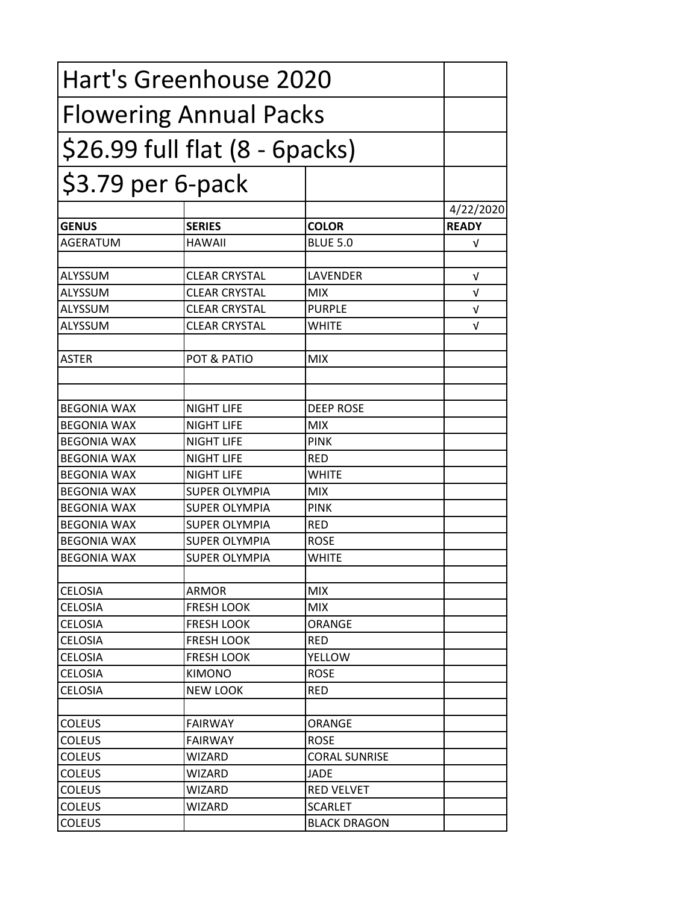# Hart's Greenhouse 2020

## Flowering Annual Packs

## $26.99 full flat (8 - 6packs)

## $3.79 per 6-pack

| | | | 4/22/2020 |
|---|---|---|---|
| **GENUS** | **SERIES** | **COLOR** | **READY** |
| AGERATUM | HAWAII | BLUE 5.0 | √ |
| | | | |
| ALYSSUM | CLEAR CRYSTAL | LAVENDER | √ |
| ALYSSUM | CLEAR CRYSTAL | MIX | √ |
| ALYSSUM | CLEAR CRYSTAL | PURPLE | √ |
| ALYSSUM | CLEAR CRYSTAL | WHITE | √ |
| | | | |
| ASTER | POT & PATIO | MIX | |
| | | | |
| | | | |
| BEGONIA WAX | NIGHT LIFE | DEEP ROSE | |
| BEGONIA WAX | NIGHT LIFE | MIX | |
| BEGONIA WAX | NIGHT LIFE | PINK | |
| BEGONIA WAX | NIGHT LIFE | RED | |
| BEGONIA WAX | NIGHT LIFE | WHITE | |
| BEGONIA WAX | SUPER OLYMPIA | MIX | |
| BEGONIA WAX | SUPER OLYMPIA | PINK | |
| BEGONIA WAX | SUPER OLYMPIA | RED | |
| BEGONIA WAX | SUPER OLYMPIA | ROSE | |
| BEGONIA WAX | SUPER OLYMPIA | WHITE | |
| | | | |
| CELOSIA | ARMOR | MIX | |
| CELOSIA | FRESH LOOK | MIX | |
| CELOSIA | FRESH LOOK | ORANGE | |
| CELOSIA | FRESH LOOK | RED | |
| CELOSIA | FRESH LOOK | YELLOW | |
| CELOSIA | KIMONO | ROSE | |
| CELOSIA | NEW LOOK | RED | |
| | | | |
| COLEUS | FAIRWAY | ORANGE | |
| COLEUS | FAIRWAY | ROSE | |
| COLEUS | WIZARD | CORAL SUNRISE | |
| COLEUS | WIZARD | JADE | |
| COLEUS | WIZARD | RED VELVET | |
| COLEUS | WIZARD | SCARLET | |
| COLEUS | | BLACK DRAGON | |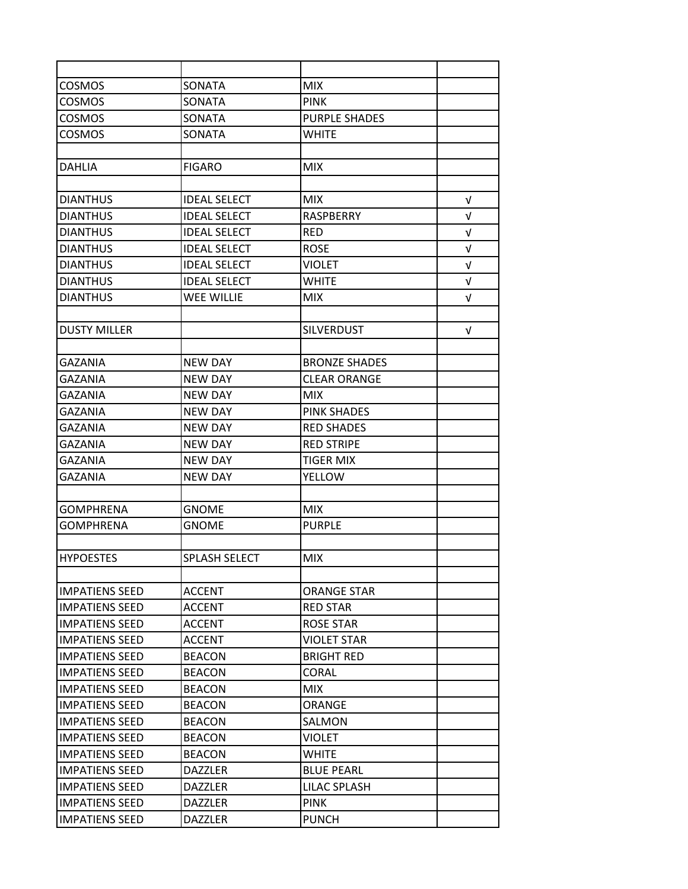| | | | |
|---|---|---|---|
| COSMOS | SONATA | MIX | |
| COSMOS | SONATA | PINK | |
| COSMOS | SONATA | PURPLE SHADES | |
| COSMOS | SONATA | WHITE | |
| | | | |
| DAHLIA | FIGARO | MIX | |
| | | | |
| DIANTHUS | IDEAL SELECT | MIX | √ |
| DIANTHUS | IDEAL SELECT | RASPBERRY | √ |
| DIANTHUS | IDEAL SELECT | RED | √ |
| DIANTHUS | IDEAL SELECT | ROSE | √ |
| DIANTHUS | IDEAL SELECT | VIOLET | √ |
| DIANTHUS | IDEAL SELECT | WHITE | √ |
| DIANTHUS | WEE WILLIE | MIX | √ |
| | | | |
| DUSTY MILLER | | SILVERDUST | √ |
| | | | |
| GAZANIA | NEW DAY | BRONZE SHADES | |
| GAZANIA | NEW DAY | CLEAR ORANGE | |
| GAZANIA | NEW DAY | MIX | |
| GAZANIA | NEW DAY | PINK SHADES | |
| GAZANIA | NEW DAY | RED SHADES | |
| GAZANIA | NEW DAY | RED STRIPE | |
| GAZANIA | NEW DAY | TIGER MIX | |
| GAZANIA | NEW DAY | YELLOW | |
| | | | |
| GOMPHRENA | GNOME | MIX | |
| GOMPHRENA | GNOME | PURPLE | |
| | | | |
| HYPOESTES | SPLASH SELECT | MIX | |
| | | | |
| IMPATIENS SEED | ACCENT | ORANGE STAR | |
| IMPATIENS SEED | ACCENT | RED STAR | |
| IMPATIENS SEED | ACCENT | ROSE STAR | |
| IMPATIENS SEED | ACCENT | VIOLET STAR | |
| IMPATIENS SEED | BEACON | BRIGHT RED | |
| IMPATIENS SEED | BEACON | CORAL | |
| IMPATIENS SEED | BEACON | MIX | |
| IMPATIENS SEED | BEACON | ORANGE | |
| IMPATIENS SEED | BEACON | SALMON | |
| IMPATIENS SEED | BEACON | VIOLET | |
| IMPATIENS SEED | BEACON | WHITE | |
| IMPATIENS SEED | DAZZLER | BLUE PEARL | |
| IMPATIENS SEED | DAZZLER | LILAC SPLASH | |
| IMPATIENS SEED | DAZZLER | PINK | |
| IMPATIENS SEED | DAZZLER | PUNCH | |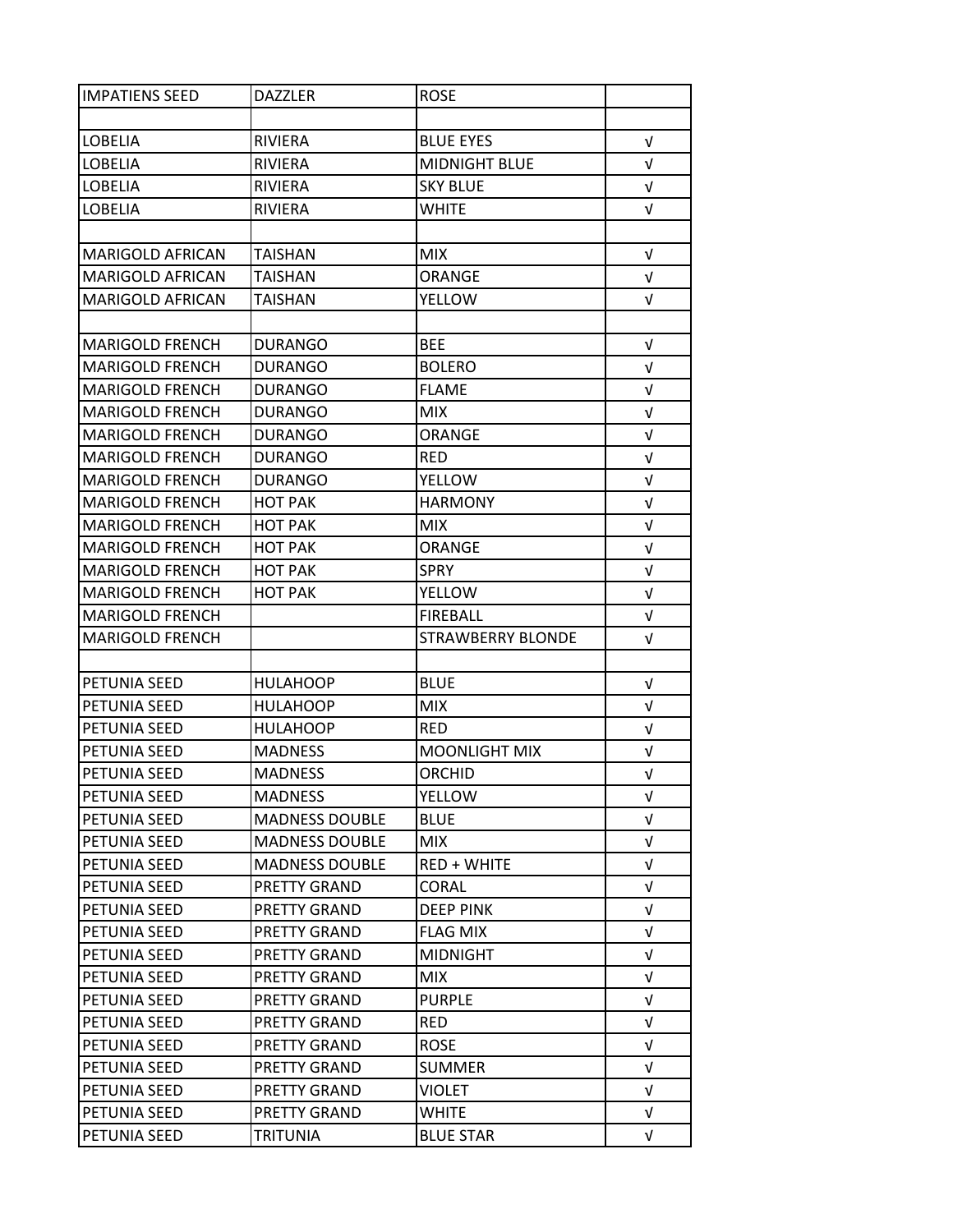| IMPATIENS SEED | DAZZLER | ROSE | |
|---|---|---|---|
| | | | |
| LOBELIA | RIVIERA | BLUE EYES | √ |
| LOBELIA | RIVIERA | MIDNIGHT BLUE | √ |
| LOBELIA | RIVIERA | SKY BLUE | √ |
| LOBELIA | RIVIERA | WHITE | √ |
| | | | |
| MARIGOLD AFRICAN | TAISHAN | MIX | √ |
| MARIGOLD AFRICAN | TAISHAN | ORANGE | √ |
| MARIGOLD AFRICAN | TAISHAN | YELLOW | √ |
| | | | |
| MARIGOLD FRENCH | DURANGO | BEE | √ |
| MARIGOLD FRENCH | DURANGO | BOLERO | √ |
| MARIGOLD FRENCH | DURANGO | FLAME | √ |
| MARIGOLD FRENCH | DURANGO | MIX | √ |
| MARIGOLD FRENCH | DURANGO | ORANGE | √ |
| MARIGOLD FRENCH | DURANGO | RED | √ |
| MARIGOLD FRENCH | DURANGO | YELLOW | √ |
| MARIGOLD FRENCH | HOT PAK | HARMONY | √ |
| MARIGOLD FRENCH | HOT PAK | MIX | √ |
| MARIGOLD FRENCH | HOT PAK | ORANGE | √ |
| MARIGOLD FRENCH | HOT PAK | SPRY | √ |
| MARIGOLD FRENCH | HOT PAK | YELLOW | √ |
| MARIGOLD FRENCH | | FIREBALL | √ |
| MARIGOLD FRENCH | | STRAWBERRY BLONDE | √ |
| | | | |
| PETUNIA SEED | HULAHOOP | BLUE | √ |
| PETUNIA SEED | HULAHOOP | MIX | √ |
| PETUNIA SEED | HULAHOOP | RED | √ |
| PETUNIA SEED | MADNESS | MOONLIGHT MIX | √ |
| PETUNIA SEED | MADNESS | ORCHID | √ |
| PETUNIA SEED | MADNESS | YELLOW | √ |
| PETUNIA SEED | MADNESS DOUBLE | BLUE | √ |
| PETUNIA SEED | MADNESS DOUBLE | MIX | √ |
| PETUNIA SEED | MADNESS DOUBLE | RED + WHITE | √ |
| PETUNIA SEED | PRETTY GRAND | CORAL | √ |
| PETUNIA SEED | PRETTY GRAND | DEEP PINK | √ |
| PETUNIA SEED | PRETTY GRAND | FLAG MIX | √ |
| PETUNIA SEED | PRETTY GRAND | MIDNIGHT | √ |
| PETUNIA SEED | PRETTY GRAND | MIX | √ |
| PETUNIA SEED | PRETTY GRAND | PURPLE | √ |
| PETUNIA SEED | PRETTY GRAND | RED | √ |
| PETUNIA SEED | PRETTY GRAND | ROSE | √ |
| PETUNIA SEED | PRETTY GRAND | SUMMER | √ |
| PETUNIA SEED | PRETTY GRAND | VIOLET | √ |
| PETUNIA SEED | PRETTY GRAND | WHITE | √ |
| PETUNIA SEED | TRITUNIA | BLUE STAR | √ |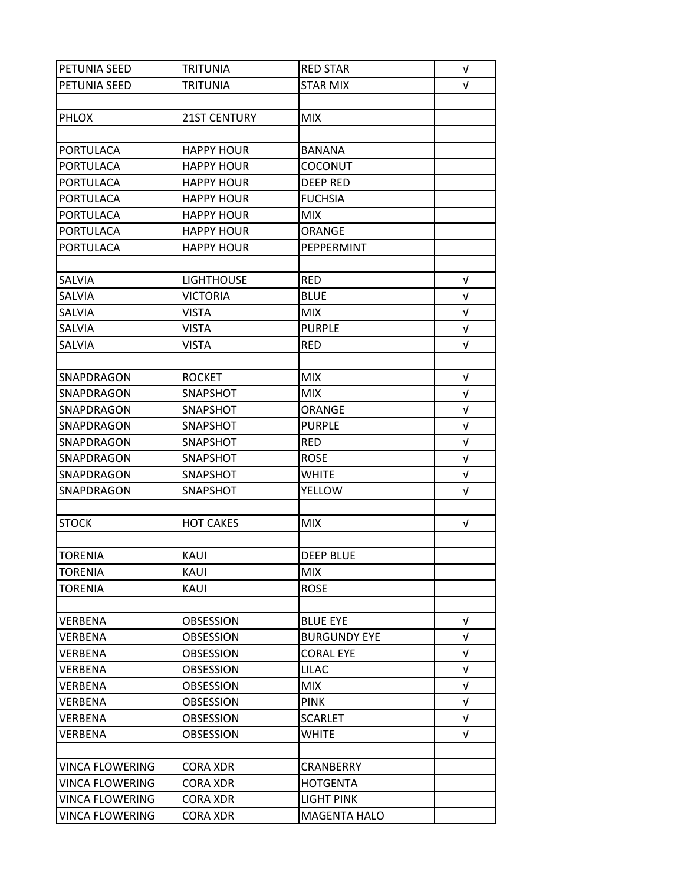| PETUNIA SEED | TRITUNIA | RED STAR | √ |
|---|---|---|---|
| PETUNIA SEED | TRITUNIA | STAR MIX | √ |
| | | | |
| PHLOX | 21ST CENTURY | MIX | |
| | | | |
| PORTULACA | HAPPY HOUR | BANANA | |
| PORTULACA | HAPPY HOUR | COCONUT | |
| PORTULACA | HAPPY HOUR | DEEP RED | |
| PORTULACA | HAPPY HOUR | FUCHSIA | |
| PORTULACA | HAPPY HOUR | MIX | |
| PORTULACA | HAPPY HOUR | ORANGE | |
| PORTULACA | HAPPY HOUR | PEPPERMINT | |
| | | | |
| SALVIA | LIGHTHOUSE | RED | √ |
| SALVIA | VICTORIA | BLUE | √ |
| SALVIA | VISTA | MIX | √ |
| SALVIA | VISTA | PURPLE | √ |
| SALVIA | VISTA | RED | √ |
| | | | |
| SNAPDRAGON | ROCKET | MIX | √ |
| SNAPDRAGON | SNAPSHOT | MIX | √ |
| SNAPDRAGON | SNAPSHOT | ORANGE | √ |
| SNAPDRAGON | SNAPSHOT | PURPLE | √ |
| SNAPDRAGON | SNAPSHOT | RED | √ |
| SNAPDRAGON | SNAPSHOT | ROSE | √ |
| SNAPDRAGON | SNAPSHOT | WHITE | √ |
| SNAPDRAGON | SNAPSHOT | YELLOW | √ |
| | | | |
| STOCK | HOT CAKES | MIX | √ |
| | | | |
| TORENIA | KAUI | DEEP BLUE | |
| TORENIA | KAUI | MIX | |
| TORENIA | KAUI | ROSE | |
| | | | |
| VERBENA | OBSESSION | BLUE EYE | √ |
| VERBENA | OBSESSION | BURGUNDY EYE | √ |
| VERBENA | OBSESSION | CORAL EYE | √ |
| VERBENA | OBSESSION | LILAC | √ |
| VERBENA | OBSESSION | MIX | √ |
| VERBENA | OBSESSION | PINK | √ |
| VERBENA | OBSESSION | SCARLET | √ |
| VERBENA | OBSESSION | WHITE | √ |
| | | | |
| VINCA FLOWERING | CORA XDR | CRANBERRY | |
| VINCA FLOWERING | CORA XDR | HOTGENTA | |
| VINCA FLOWERING | CORA XDR | LIGHT PINK | |
| VINCA FLOWERING | CORA XDR | MAGENTA HALO | |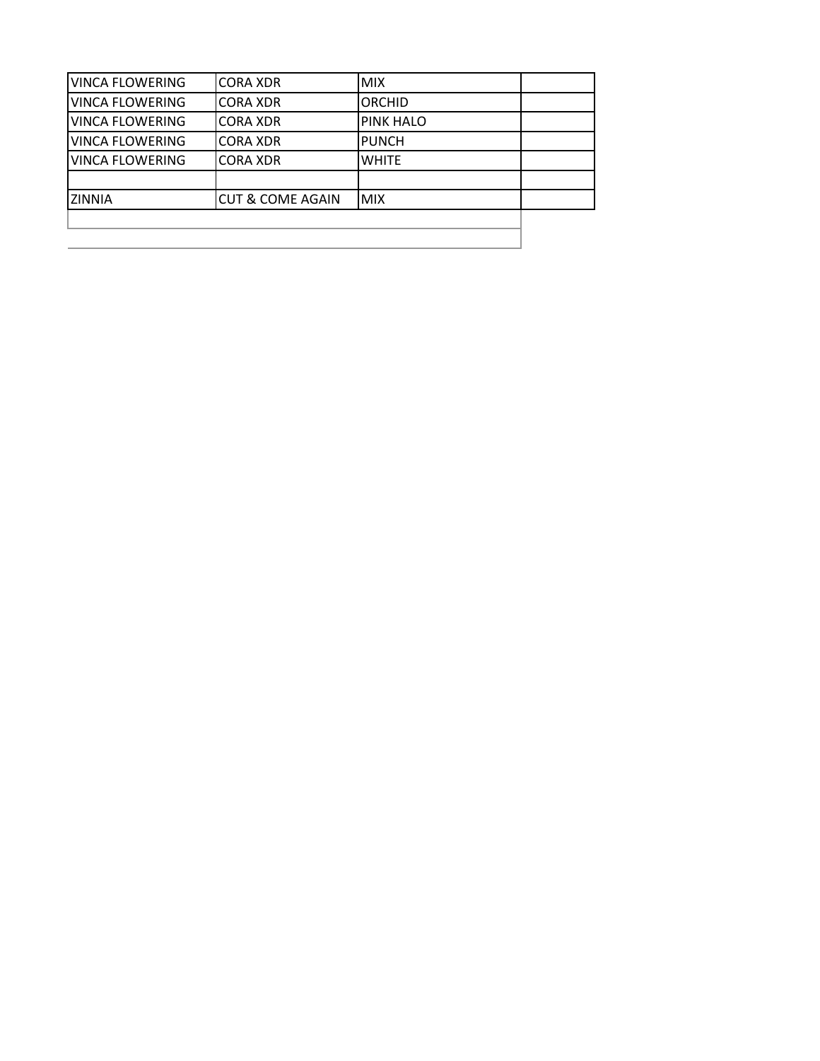| | | | |
|---|---|---|---|
| VINCA FLOWERING | CORA XDR | MIX | |
| VINCA FLOWERING | CORA XDR | ORCHID | |
| VINCA FLOWERING | CORA XDR | PINK HALO | |
| VINCA FLOWERING | CORA XDR | PUNCH | |
| VINCA FLOWERING | CORA XDR | WHITE | |
| | | | |
| ZINNIA | CUT & COME AGAIN | MIX | |